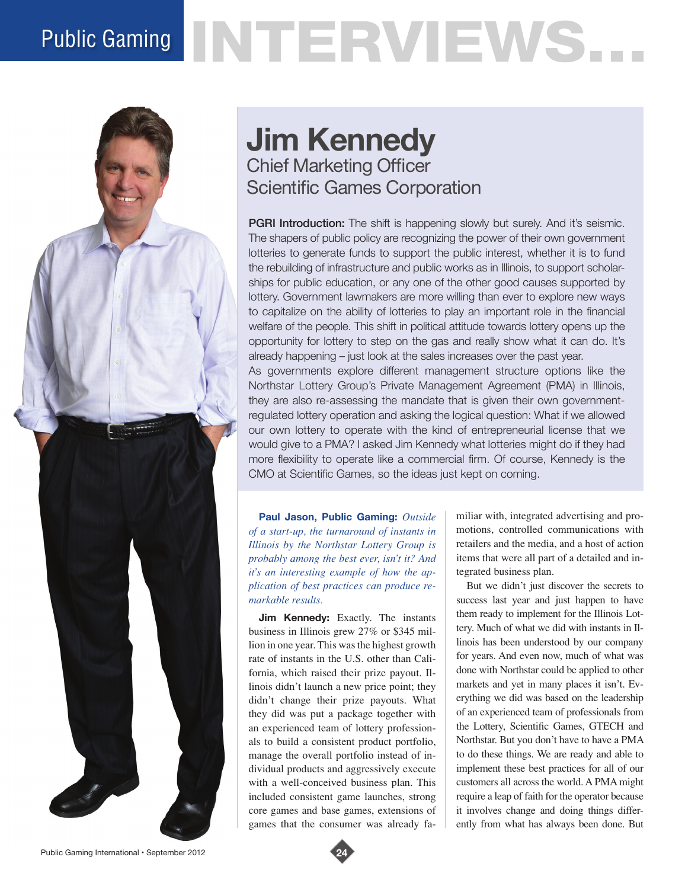# Public Gaming INTERVIEWS...

## Jim Kennedy
### Chief Marketing Officer
### Scientific Games Corporation

**PGRI Introduction:** The shift is happening slowly but surely. And it's seismic. The shapers of public policy are recognizing the power of their own government lotteries to generate funds to support the public interest, whether it is to fund the rebuilding of infrastructure and public works as in Illinois, to support scholarships for public education, or any one of the other good causes supported by lottery. Government lawmakers are more willing than ever to explore new ways to capitalize on the ability of lotteries to play an important role in the financial welfare of the people. This shift in political attitude towards lottery opens up the opportunity for lottery to step on the gas and really show what it can do. It's already happening – just look at the sales increases over the past year.

As governments explore different management structure options like the Northstar Lottery Group's Private Management Agreement (PMA) in Illinois, they are also re-assessing the mandate that is given their own government-regulated lottery operation and asking the logical question: What if we allowed our own lottery to operate with the kind of entrepreneurial license that we would give to a PMA? I asked Jim Kennedy what lotteries might do if they had more flexibility to operate like a commercial firm. Of course, Kennedy is the CMO at Scientific Games, so the ideas just kept on coming.

**Paul Jason, Public Gaming:** *Outside of a start-up, the turnaround of instants in Illinois by the Northstar Lottery Group is probably among the best ever, isn't it? And it's an interesting example of how the application of best practices can produce remarkable results.*

**Jim Kennedy:** Exactly. The instants business in Illinois grew 27% or $345 million in one year. This was the highest growth rate of instants in the U.S. other than California, which raised their prize payout. Illinois didn't launch a new price point; they didn't change their prize payouts. What they did was put a package together with an experienced team of lottery professionals to build a consistent product portfolio, manage the overall portfolio instead of individual products and aggressively execute with a well-conceived business plan. This included consistent game launches, strong core games and base games, extensions of games that the consumer was already familiar with, integrated advertising and promotions, controlled communications with retailers and the media, and a host of action items that were all part of a detailed and integrated business plan.

But we didn't just discover the secrets to success last year and just happen to have them ready to implement for the Illinois Lottery. Much of what we did with instants in Illinois has been understood by our company for years. And even now, much of what was done with Northstar could be applied to other markets and yet in many places it isn't. Everything we did was based on the leadership of an experienced team of professionals from the Lottery, Scientific Games, GTECH and Northstar. But you don't have to have a PMA to do these things. We are ready and able to implement these best practices for all of our customers all across the world. A PMA might require a leap of faith for the operator because it involves change and doing things differently from what has always been done. But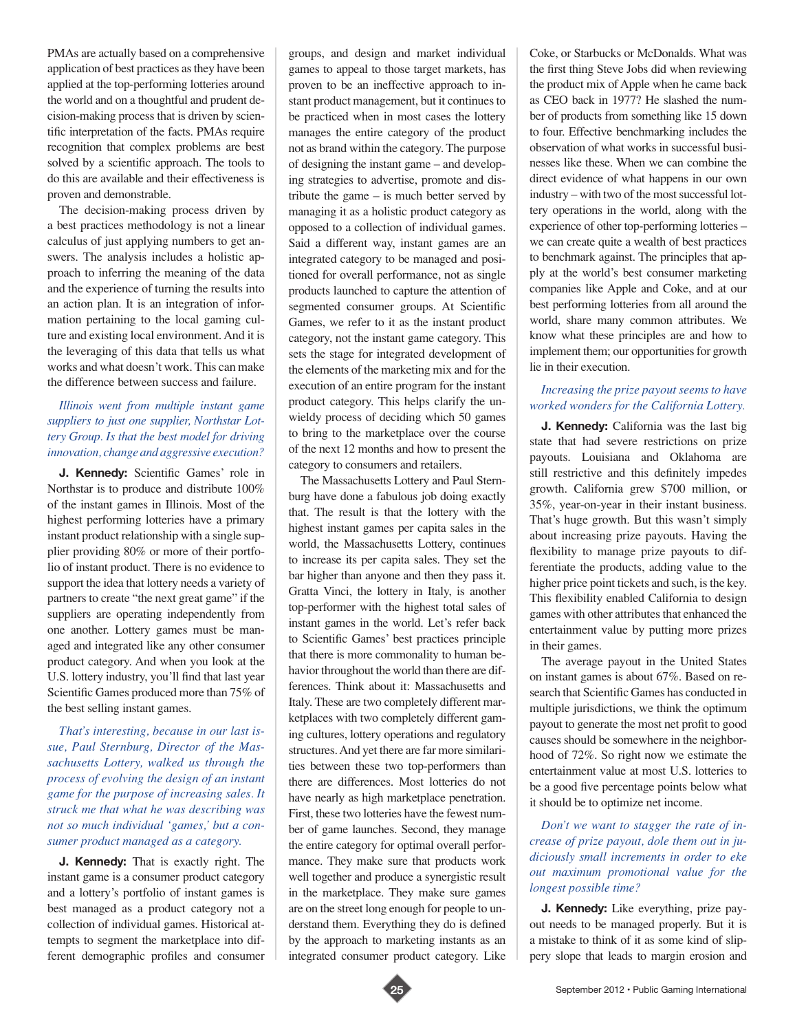PMAs are actually based on a comprehensive application of best practices as they have been applied at the top-performing lotteries around the world and on a thoughtful and prudent decision-making process that is driven by scientific interpretation of the facts. PMAs require recognition that complex problems are best solved by a scientific approach. The tools to do this are available and their effectiveness is proven and demonstrable.

The decision-making process driven by a best practices methodology is not a linear calculus of just applying numbers to get answers. The analysis includes a holistic approach to inferring the meaning of the data and the experience of turning the results into an action plan. It is an integration of information pertaining to the local gaming culture and existing local environment. And it is the leveraging of this data that tells us what works and what doesn't work. This can make the difference between success and failure.

*Illinois went from multiple instant game suppliers to just one supplier, Northstar Lottery Group. Is that the best model for driving innovation, change and aggressive execution?*

**J. Kennedy:** Scientific Games' role in Northstar is to produce and distribute 100% of the instant games in Illinois. Most of the highest performing lotteries have a primary instant product relationship with a single supplier providing 80% or more of their portfolio of instant product. There is no evidence to support the idea that lottery needs a variety of partners to create "the next great game" if the suppliers are operating independently from one another. Lottery games must be managed and integrated like any other consumer product category. And when you look at the U.S. lottery industry, you'll find that last year Scientific Games produced more than 75% of the best selling instant games.

*That's interesting, because in our last issue, Paul Sternburg, Director of the Massachusetts Lottery, walked us through the process of evolving the design of an instant game for the purpose of increasing sales. It struck me that what he was describing was not so much individual 'games,' but a consumer product managed as a category.*

**J. Kennedy:** That is exactly right. The instant game is a consumer product category and a lottery's portfolio of instant games is best managed as a product category not a collection of individual games. Historical attempts to segment the marketplace into different demographic profiles and consumer groups, and design and market individual games to appeal to those target markets, has proven to be an ineffective approach to instant product management, but it continues to be practiced when in most cases the lottery manages the entire category of the product not as brand within the category. The purpose of designing the instant game – and developing strategies to advertise, promote and distribute the game – is much better served by managing it as a holistic product category as opposed to a collection of individual games. Said a different way, instant games are an integrated category to be managed and positioned for overall performance, not as single products launched to capture the attention of segmented consumer groups. At Scientific Games, we refer to it as the instant product category, not the instant game category. This sets the stage for integrated development of the elements of the marketing mix and for the execution of an entire program for the instant product category. This helps clarify the unwieldy process of deciding which 50 games to bring to the marketplace over the course of the next 12 months and how to present the category to consumers and retailers.

The Massachusetts Lottery and Paul Sternburg have done a fabulous job doing exactly that. The result is that the lottery with the highest instant games per capita sales in the world, the Massachusetts Lottery, continues to increase its per capita sales. They set the bar higher than anyone and then they pass it. Gratta Vinci, the lottery in Italy, is another top-performer with the highest total sales of instant games in the world. Let's refer back to Scientific Games' best practices principle that there is more commonality to human behavior throughout the world than there are differences. Think about it: Massachusetts and Italy. These are two completely different marketplaces with two completely different gaming cultures, lottery operations and regulatory structures. And yet there are far more similarities between these two top-performers than there are differences. Most lotteries do not have nearly as high marketplace penetration. First, these two lotteries have the fewest number of game launches. Second, they manage the entire category for optimal overall performance. They make sure that products work well together and produce a synergistic result in the marketplace. They make sure games are on the street long enough for people to understand them. Everything they do is defined by the approach to marketing instants as an integrated consumer product category. Like Coke, or Starbucks or McDonalds. What was the first thing Steve Jobs did when reviewing the product mix of Apple when he came back as CEO back in 1977? He slashed the number of products from something like 15 down to four. Effective benchmarking includes the observation of what works in successful businesses like these. When we can combine the direct evidence of what happens in our own industry – with two of the most successful lottery operations in the world, along with the experience of other top-performing lotteries – we can create quite a wealth of best practices to benchmark against. The principles that apply at the world's best consumer marketing companies like Apple and Coke, and at our best performing lotteries from all around the world, share many common attributes. We know what these principles are and how to implement them; our opportunities for growth lie in their execution.

*Increasing the prize payout seems to have worked wonders for the California Lottery.*

**J. Kennedy:** California was the last big state that had severe restrictions on prize payouts. Louisiana and Oklahoma are still restrictive and this definitely impedes growth. California grew $700 million, or 35%, year-on-year in their instant business. That's huge growth. But this wasn't simply about increasing prize payouts. Having the flexibility to manage prize payouts to differentiate the products, adding value to the higher price point tickets and such, is the key. This flexibility enabled California to design games with other attributes that enhanced the entertainment value by putting more prizes in their games.

The average payout in the United States on instant games is about 67%. Based on research that Scientific Games has conducted in multiple jurisdictions, we think the optimum payout to generate the most net profit to good causes should be somewhere in the neighborhood of 72%. So right now we estimate the entertainment value at most U.S. lotteries to be a good five percentage points below what it should be to optimize net income.

*Don't we want to stagger the rate of increase of prize payout, dole them out in judiciously small increments in order to eke out maximum promotional value for the longest possible time?*

**J. Kennedy:** Like everything, prize payout needs to be managed properly. But it is a mistake to think of it as some kind of slippery slope that leads to margin erosion and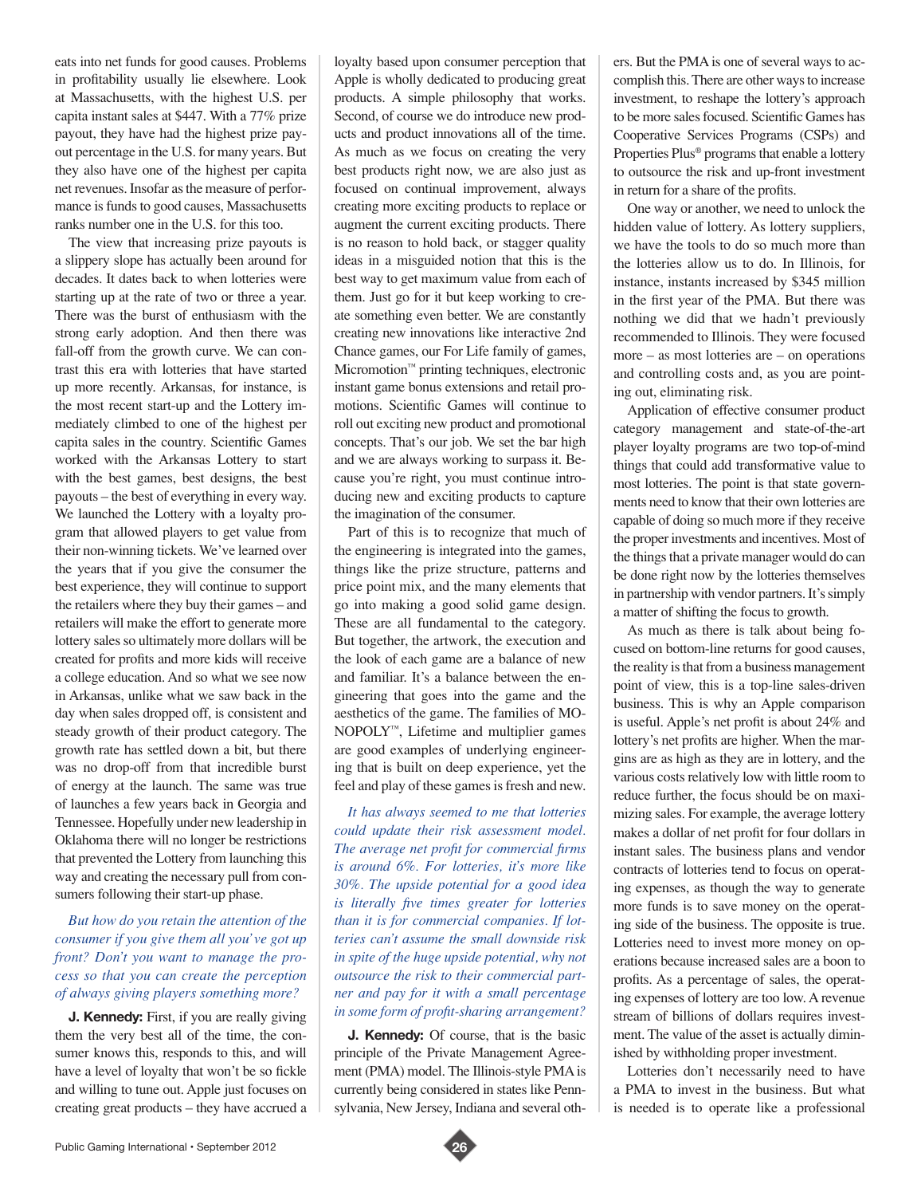eats into net funds for good causes. Problems in profitability usually lie elsewhere. Look at Massachusetts, with the highest U.S. per capita instant sales at $447. With a 77% prize payout, they have had the highest prize payout percentage in the U.S. for many years. But they also have one of the highest per capita net revenues. Insofar as the measure of performance is funds to good causes, Massachusetts ranks number one in the U.S. for this too.

The view that increasing prize payouts is a slippery slope has actually been around for decades. It dates back to when lotteries were starting up at the rate of two or three a year. There was the burst of enthusiasm with the strong early adoption. And then there was fall-off from the growth curve. We can contrast this era with lotteries that have started up more recently. Arkansas, for instance, is the most recent start-up and the Lottery immediately climbed to one of the highest per capita sales in the country. Scientific Games worked with the Arkansas Lottery to start with the best games, best designs, the best payouts – the best of everything in every way. We launched the Lottery with a loyalty program that allowed players to get value from their non-winning tickets. We've learned over the years that if you give the consumer the best experience, they will continue to support the retailers where they buy their games – and retailers will make the effort to generate more lottery sales so ultimately more dollars will be created for profits and more kids will receive a college education. And so what we see now in Arkansas, unlike what we saw back in the day when sales dropped off, is consistent and steady growth of their product category. The growth rate has settled down a bit, but there was no drop-off from that incredible burst of energy at the launch. The same was true of launches a few years back in Georgia and Tennessee. Hopefully under new leadership in Oklahoma there will no longer be restrictions that prevented the Lottery from launching this way and creating the necessary pull from consumers following their start-up phase.

*But how do you retain the attention of the consumer if you give them all you've got up front? Don't you want to manage the process so that you can create the perception of always giving players something more?*

**J. Kennedy:** First, if you are really giving them the very best all of the time, the consumer knows this, responds to this, and will have a level of loyalty that won't be so fickle and willing to tune out. Apple just focuses on creating great products – they have accrued a loyalty based upon consumer perception that Apple is wholly dedicated to producing great products. A simple philosophy that works. Second, of course we do introduce new products and product innovations all of the time. As much as we focus on creating the very best products right now, we are also just as focused on continual improvement, always creating more exciting products to replace or augment the current exciting products. There is no reason to hold back, or stagger quality ideas in a misguided notion that this is the best way to get maximum value from each of them. Just go for it but keep working to create something even better. We are constantly creating new innovations like interactive 2nd Chance games, our For Life family of games, Micromotion™ printing techniques, electronic instant game bonus extensions and retail promotions. Scientific Games will continue to roll out exciting new product and promotional concepts. That's our job. We set the bar high and we are always working to surpass it. Because you're right, you must continue introducing new and exciting products to capture the imagination of the consumer.

Part of this is to recognize that much of the engineering is integrated into the games, things like the prize structure, patterns and price point mix, and the many elements that go into making a good solid game design. These are all fundamental to the category. But together, the artwork, the execution and the look of each game are a balance of new and familiar. It's a balance between the engineering that goes into the game and the aesthetics of the game. The families of MONOPOLY™, Lifetime and multiplier games are good examples of underlying engineering that is built on deep experience, yet the feel and play of these games is fresh and new.

*It has always seemed to me that lotteries could update their risk assessment model. The average net profit for commercial firms is around 6%. For lotteries, it's more like 30%. The upside potential for a good idea is literally five times greater for lotteries than it is for commercial companies. If lotteries can't assume the small downside risk in spite of the huge upside potential, why not outsource the risk to their commercial partner and pay for it with a small percentage in some form of profit-sharing arrangement?*

**J. Kennedy:** Of course, that is the basic principle of the Private Management Agreement (PMA) model. The Illinois-style PMA is currently being considered in states like Pennsylvania, New Jersey, Indiana and several others. But the PMA is one of several ways to accomplish this. There are other ways to increase investment, to reshape the lottery's approach to be more sales focused. Scientific Games has Cooperative Services Programs (CSPs) and Properties Plus® programs that enable a lottery to outsource the risk and up-front investment in return for a share of the profits.

One way or another, we need to unlock the hidden value of lottery. As lottery suppliers, we have the tools to do so much more than the lotteries allow us to do. In Illinois, for instance, instants increased by $345 million in the first year of the PMA. But there was nothing we did that we hadn't previously recommended to Illinois. They were focused more – as most lotteries are – on operations and controlling costs and, as you are pointing out, eliminating risk.

Application of effective consumer product category management and state-of-the-art player loyalty programs are two top-of-mind things that could add transformative value to most lotteries. The point is that state governments need to know that their own lotteries are capable of doing so much more if they receive the proper investments and incentives. Most of the things that a private manager would do can be done right now by the lotteries themselves in partnership with vendor partners. It's simply a matter of shifting the focus to growth.

As much as there is talk about being focused on bottom-line returns for good causes, the reality is that from a business management point of view, this is a top-line sales-driven business. This is why an Apple comparison is useful. Apple's net profit is about 24% and lottery's net profits are higher. When the margins are as high as they are in lottery, and the various costs relatively low with little room to reduce further, the focus should be on maximizing sales. For example, the average lottery makes a dollar of net profit for four dollars in instant sales. The business plans and vendor contracts of lotteries tend to focus on operating expenses, as though the way to generate more funds is to save money on the operating side of the business. The opposite is true. Lotteries need to invest more money on operations because increased sales are a boon to profits. As a percentage of sales, the operating expenses of lottery are too low. A revenue stream of billions of dollars requires investment. The value of the asset is actually diminished by withholding proper investment.

Lotteries don't necessarily need to have a PMA to invest in the business. But what is needed is to operate like a professional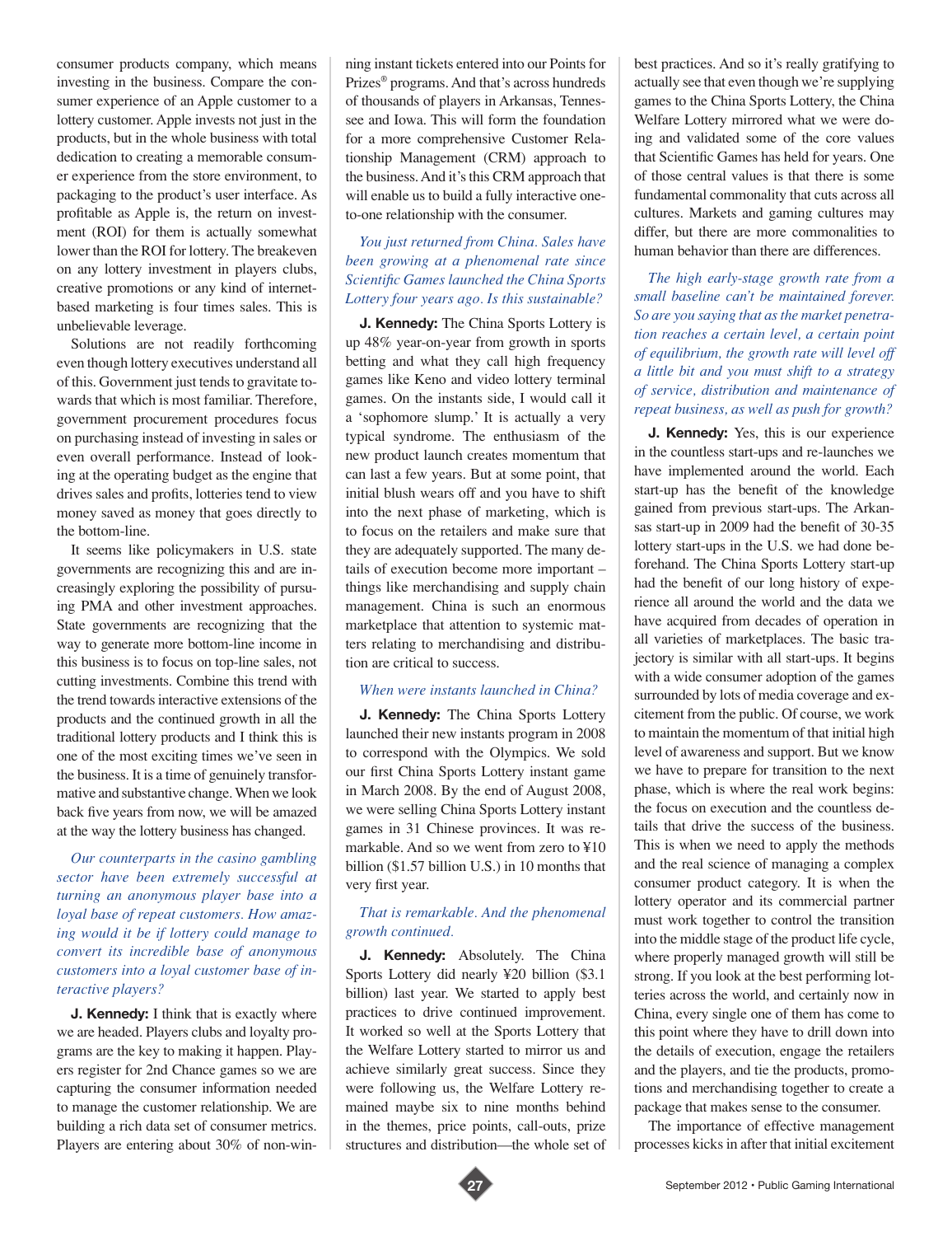consumer products company, which means investing in the business. Compare the consumer experience of an Apple customer to a lottery customer. Apple invests not just in the products, but in the whole business with total dedication to creating a memorable consumer experience from the store environment, to packaging to the product's user interface. As profitable as Apple is, the return on investment (ROI) for them is actually somewhat lower than the ROI for lottery. The breakeven on any lottery investment in players clubs, creative promotions or any kind of internet-based marketing is four times sales. This is unbelievable leverage.

Solutions are not readily forthcoming even though lottery executives understand all of this. Government just tends to gravitate towards that which is most familiar. Therefore, government procurement procedures focus on purchasing instead of investing in sales or even overall performance. Instead of looking at the operating budget as the engine that drives sales and profits, lotteries tend to view money saved as money that goes directly to the bottom-line.

It seems like policymakers in U.S. state governments are recognizing this and are increasingly exploring the possibility of pursuing PMA and other investment approaches. State governments are recognizing that the way to generate more bottom-line income in this business is to focus on top-line sales, not cutting investments. Combine this trend with the trend towards interactive extensions of the products and the continued growth in all the traditional lottery products and I think this is one of the most exciting times we've seen in the business. It is a time of genuinely transformative and substantive change. When we look back five years from now, we will be amazed at the way the lottery business has changed.

*Our counterparts in the casino gambling sector have been extremely successful at turning an anonymous player base into a loyal base of repeat customers. How amazing would it be if lottery could manage to convert its incredible base of anonymous customers into a loyal customer base of interactive players?*

**J. Kennedy:** I think that is exactly where we are headed. Players clubs and loyalty programs are the key to making it happen. Players register for 2nd Chance games so we are capturing the consumer information needed to manage the customer relationship. We are building a rich data set of consumer metrics. Players are entering about 30% of non-winning instant tickets entered into our Points for Prizes® programs. And that's across hundreds of thousands of players in Arkansas, Tennessee and Iowa. This will form the foundation for a more comprehensive Customer Relationship Management (CRM) approach to the business. And it's this CRM approach that will enable us to build a fully interactive one-to-one relationship with the consumer.

*You just returned from China. Sales have been growing at a phenomenal rate since Scientific Games launched the China Sports Lottery four years ago. Is this sustainable?*

**J. Kennedy:** The China Sports Lottery is up 48% year-on-year from growth in sports betting and what they call high frequency games like Keno and video lottery terminal games. On the instants side, I would call it a 'sophomore slump.' It is actually a very typical syndrome. The enthusiasm of the new product launch creates momentum that can last a few years. But at some point, that initial blush wears off and you have to shift into the next phase of marketing, which is to focus on the retailers and make sure that they are adequately supported. The many details of execution become more important – things like merchandising and supply chain management. China is such an enormous marketplace that attention to systemic matters relating to merchandising and distribution are critical to success.

*When were instants launched in China?*

**J. Kennedy:** The China Sports Lottery launched their new instants program in 2008 to correspond with the Olympics. We sold our first China Sports Lottery instant game in March 2008. By the end of August 2008, we were selling China Sports Lottery instant games in 31 Chinese provinces. It was remarkable. And so we went from zero to ¥10 billion ($1.57 billion U.S.) in 10 months that very first year.

*That is remarkable. And the phenomenal growth continued.*

**J. Kennedy:** Absolutely. The China Sports Lottery did nearly ¥20 billion ($3.1 billion) last year. We started to apply best practices to drive continued improvement. It worked so well at the Sports Lottery that the Welfare Lottery started to mirror us and achieve similarly great success. Since they were following us, the Welfare Lottery remained maybe six to nine months behind in the themes, price points, call-outs, prize structures and distribution—the whole set of best practices. And so it's really gratifying to actually see that even though we're supplying games to the China Sports Lottery, the China Welfare Lottery mirrored what we were doing and validated some of the core values that Scientific Games has held for years. One of those central values is that there is some fundamental commonality that cuts across all cultures. Markets and gaming cultures may differ, but there are more commonalities to human behavior than there are differences.

*The high early-stage growth rate from a small baseline can't be maintained forever. So are you saying that as the market penetration reaches a certain level, a certain point of equilibrium, the growth rate will level off a little bit and you must shift to a strategy of service, distribution and maintenance of repeat business, as well as push for growth?*

**J. Kennedy:** Yes, this is our experience in the countless start-ups and re-launches we have implemented around the world. Each start-up has the benefit of the knowledge gained from previous start-ups. The Arkansas start-up in 2009 had the benefit of 30-35 lottery start-ups in the U.S. we had done beforehand. The China Sports Lottery start-up had the benefit of our long history of experience all around the world and the data we have acquired from decades of operation in all varieties of marketplaces. The basic trajectory is similar with all start-ups. It begins with a wide consumer adoption of the games surrounded by lots of media coverage and excitement from the public. Of course, we work to maintain the momentum of that initial high level of awareness and support. But we know we have to prepare for transition to the next phase, which is where the real work begins: the focus on execution and the countless details that drive the success of the business. This is when we need to apply the methods and the real science of managing a complex consumer product category. It is when the lottery operator and its commercial partner must work together to control the transition into the middle stage of the product life cycle, where properly managed growth will still be strong. If you look at the best performing lotteries across the world, and certainly now in China, every single one of them has come to this point where they have to drill down into the details of execution, engage the retailers and the players, and tie the products, promotions and merchandising together to create a package that makes sense to the consumer.

The importance of effective management processes kicks in after that initial excitement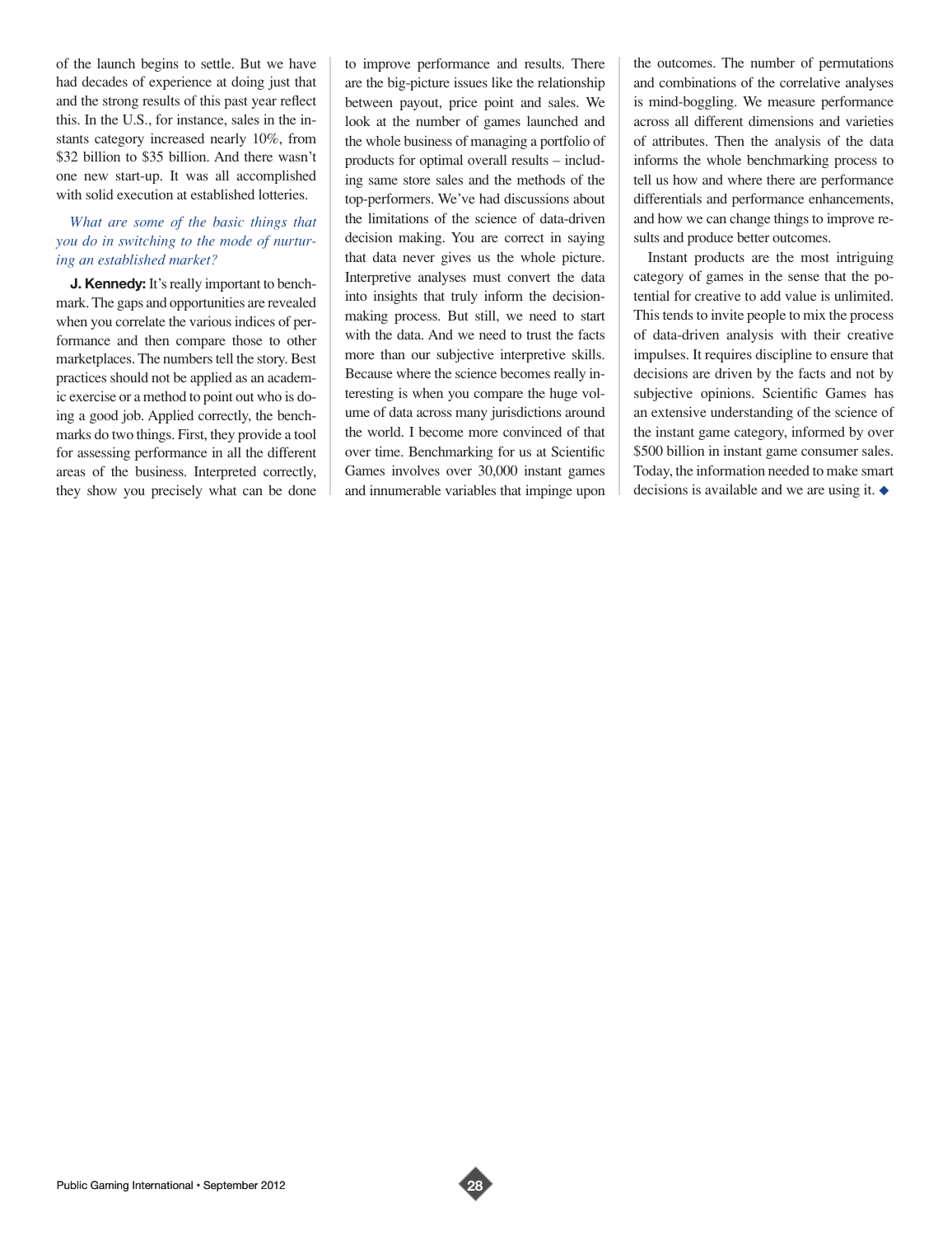of the launch begins to settle. But we have had decades of experience at doing just that and the strong results of this past year reflect this. In the U.S., for instance, sales in the instants category increased nearly 10%, from $32 billion to $35 billion. And there wasn't one new start-up. It was all accomplished with solid execution at established lotteries.

*What are some of the basic things that you do in switching to the mode of nurturing an established market?*

**J. Kennedy:** It's really important to benchmark. The gaps and opportunities are revealed when you correlate the various indices of performance and then compare those to other marketplaces. The numbers tell the story. Best practices should not be applied as an academic exercise or a method to point out who is doing a good job. Applied correctly, the benchmarks do two things. First, they provide a tool for assessing performance in all the different areas of the business. Interpreted correctly, they show you precisely what can be done to improve performance and results. There are the big-picture issues like the relationship between payout, price point and sales. We look at the number of games launched and the whole business of managing a portfolio of products for optimal overall results – including same store sales and the methods of the top-performers. We've had discussions about the limitations of the science of data-driven decision making. You are correct in saying that data never gives us the whole picture. Interpretive analyses must convert the data into insights that truly inform the decision-making process. But still, we need to start with the data. And we need to trust the facts more than our subjective interpretive skills. Because where the science becomes really interesting is when you compare the huge volume of data across many jurisdictions around the world. I become more convinced of that over time. Benchmarking for us at Scientific Games involves over 30,000 instant games and innumerable variables that impinge upon the outcomes. The number of permutations and combinations of the correlative analyses is mind-boggling. We measure performance across all different dimensions and varieties of attributes. Then the analysis of the data informs the whole benchmarking process to tell us how and where there are performance differentials and performance enhancements, and how we can change things to improve results and produce better outcomes.

Instant products are the most intriguing category of games in the sense that the potential for creative to add value is unlimited. This tends to invite people to mix the process of data-driven analysis with their creative impulses. It requires discipline to ensure that decisions are driven by the facts and not by subjective opinions. Scientific Games has an extensive understanding of the science of the instant game category, informed by over $500 billion in instant game consumer sales. Today, the information needed to make smart decisions is available and we are using it. ◆